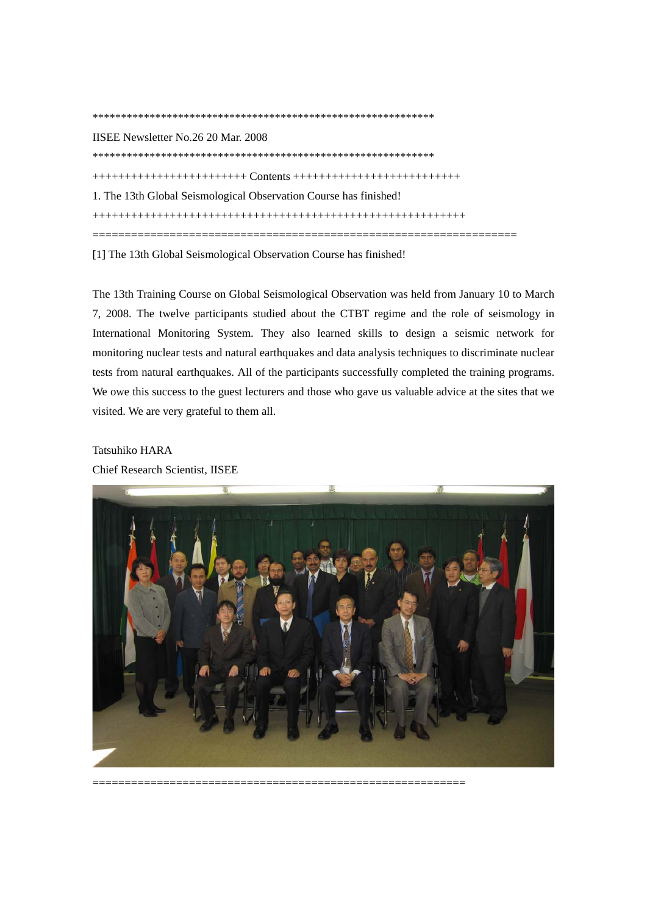**************************************************************

IISEE Newsletter No.26 20 Mar. 2008

**************************************************************

++++++++++++++++++++++++ Contents +++++++++++++++++++++++++

1. The 13th Global Seismological Observation Course has finished!

++++++++++++++++++++++++++++++++++++++++++++++++++++++++++

================================================================

[1] The 13th Global Seismological Observation Course has finished!

The 13th Training Course on Global Seismological Observation was held from January 10 to March 7, 2008. The twelve participants studied about the CTBT regime and the role of seismology in International Monitoring System. They also learned skills to design a seismic network for monitoring nuclear tests and natural earthquakes and data analysis techniques to discriminate nuclear tests from natural earthquakes. All of the participants successfully completed the training programs. We owe this success to the guest lecturers and those who gave us valuable advice at the sites that we visited. We are very grateful to them all.

Tatsuhiko HARA

Chief Research Scientist, IISEE

========================================================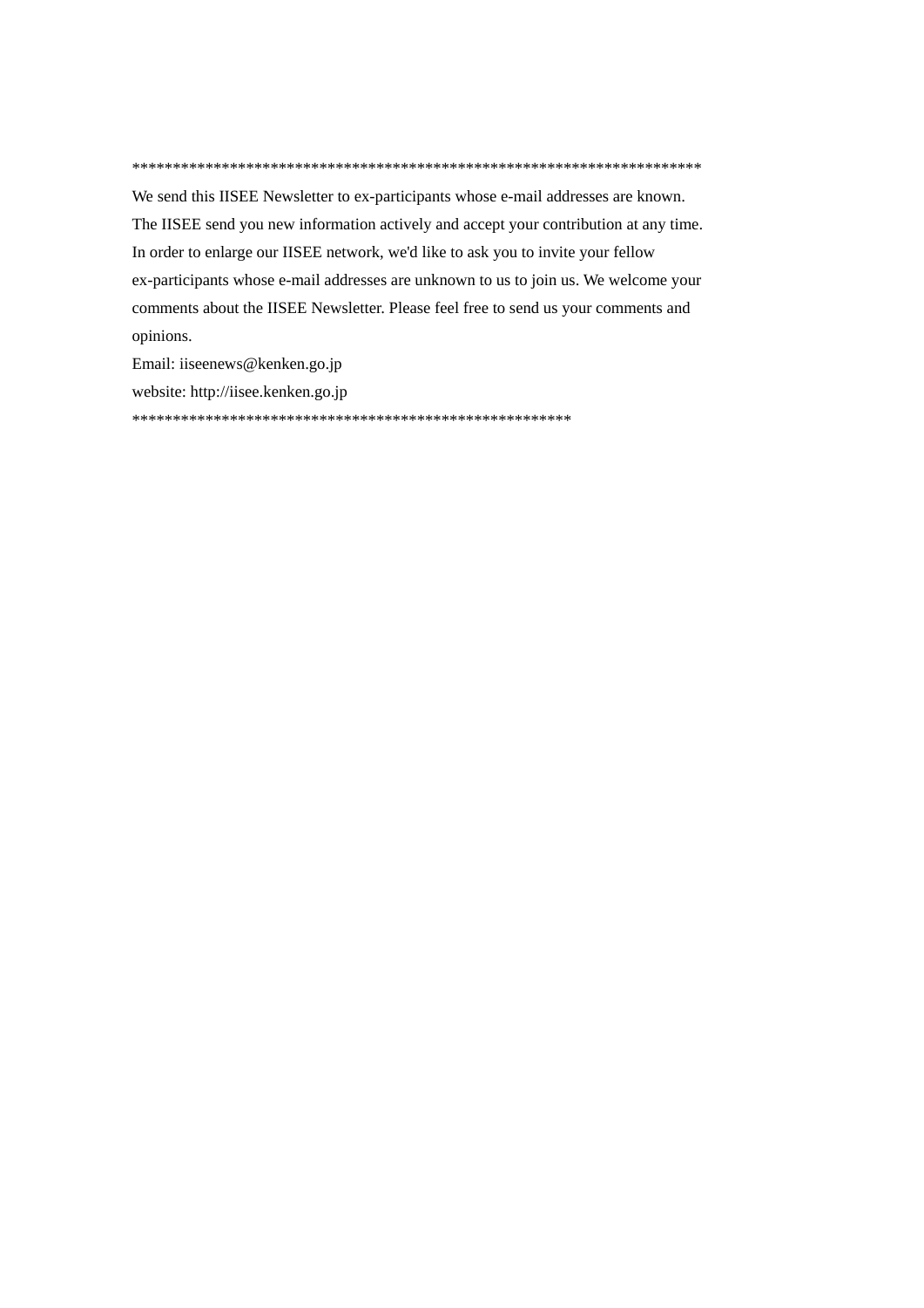************************************************************************
We send this IISEE Newsletter to ex-participants whose e-mail addresses are known. The IISEE send you new information actively and accept your contribution at any time. In order to enlarge our IISEE network, we'd like to ask you to invite your fellow ex-participants whose e-mail addresses are unknown to us to join us. We welcome your comments about the IISEE Newsletter. Please feel free to send us your comments and opinions.

Email: iiseenews@kenken.go.jp

website: http://iisee.kenken.go.jp

********************************************************